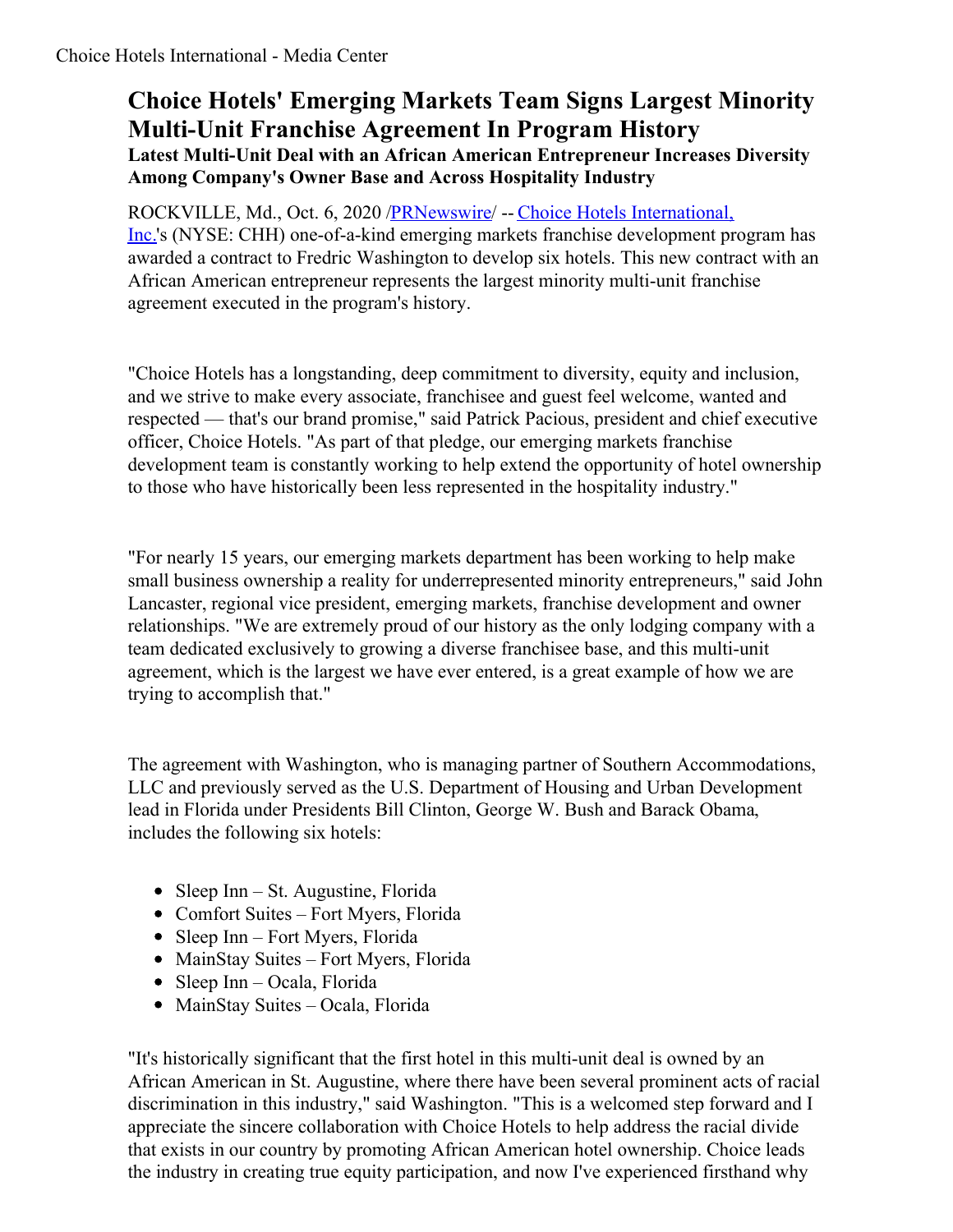# Choice Hotels' Emerging Markets Team Signs Largest Minority Multi-Unit Franchise Agreement In Program History

### Latest Multi-Unit Deal with an African American Entrepreneur Increases Diversity Among Company's Owner Base and Across Hospitality Industry

ROCKVILLE, Md., Oct. 6, 2020 /PRNewswire/ -- Choice Hotels International, Inc.'s (NYSE: CHH) one-of-a-kind emerging markets franchise development program has awarded a contract to Fredric Washington to develop six hotels. This new contract with an African American entrepreneur represents the largest minority multi-unit franchise agreement executed in the program's history.

"Choice Hotels has a longstanding, deep commitment to diversity, equity and inclusion, and we strive to make every associate, franchisee and guest feel welcome, wanted and respected — that's our brand promise," said Patrick Pacious, president and chief executive officer, Choice Hotels. "As part of that pledge, our emerging markets franchise development team is constantly working to help extend the opportunity of hotel ownership to those who have historically been less represented in the hospitality industry."

"For nearly 15 years, our emerging markets department has been working to help make small business ownership a reality for underrepresented minority entrepreneurs," said John Lancaster, regional vice president, emerging markets, franchise development and owner relationships. "We are extremely proud of our history as the only lodging company with a team dedicated exclusively to growing a diverse franchisee base, and this multi-unit agreement, which is the largest we have ever entered, is a great example of how we are trying to accomplish that."

The agreement with Washington, who is managing partner of Southern Accommodations, LLC and previously served as the U.S. Department of Housing and Urban Development lead in Florida under Presidents Bill Clinton, George W. Bush and Barack Obama, includes the following six hotels:

- Sleep Inn – St. Augustine, Florida
- Comfort Suites – Fort Myers, Florida
- Sleep Inn – Fort Myers, Florida
- MainStay Suites – Fort Myers, Florida
- Sleep Inn – Ocala, Florida
- MainStay Suites – Ocala, Florida

"It's historically significant that the first hotel in this multi-unit deal is owned by an African American in St. Augustine, where there have been several prominent acts of racial discrimination in this industry," said Washington. "This is a welcomed step forward and I appreciate the sincere collaboration with Choice Hotels to help address the racial divide that exists in our country by promoting African American hotel ownership. Choice leads the industry in creating true equity participation, and now I've experienced firsthand why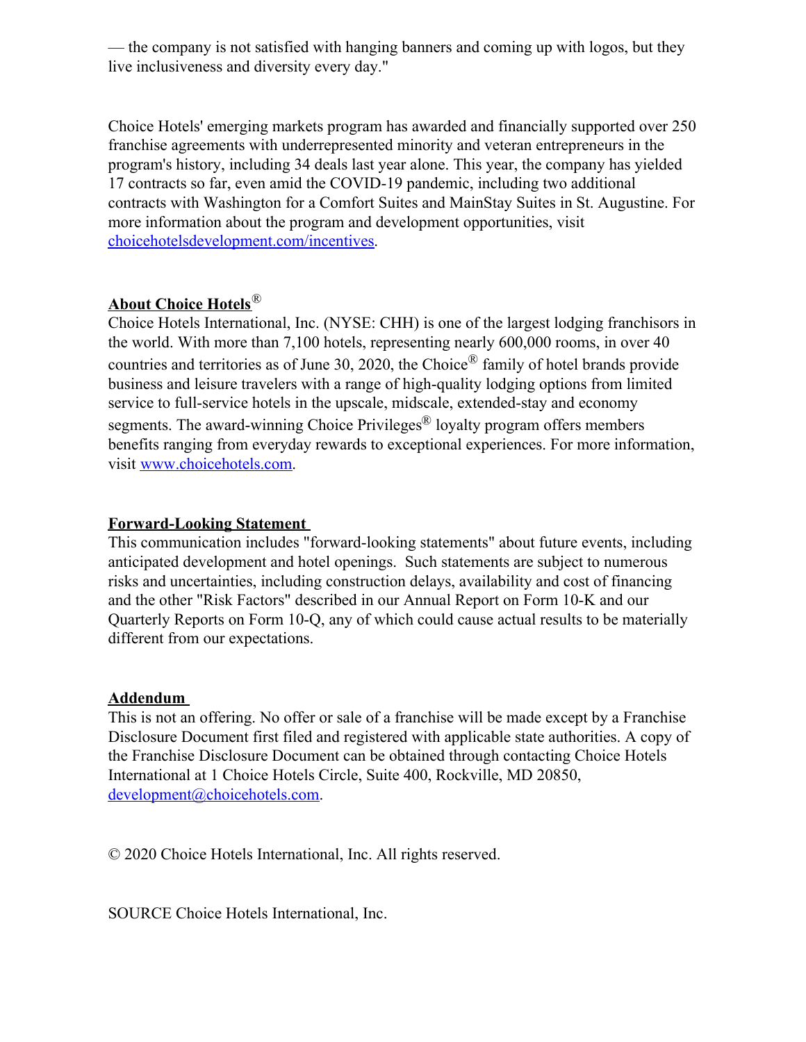— the company is not satisfied with hanging banners and coming up with logos, but they live inclusiveness and diversity every day."

Choice Hotels' emerging markets program has awarded and financially supported over 250 franchise agreements with underrepresented minority and veteran entrepreneurs in the program's history, including 34 deals last year alone. This year, the company has yielded 17 contracts so far, even amid the COVID-19 pandemic, including two additional contracts with Washington for a Comfort Suites and MainStay Suites in St. Augustine. For more information about the program and development opportunities, visit [choicehotelsdevelopment.com/incentives](choicehotelsdevelopment.com/incentives).

## About Choice Hotels®

Choice Hotels International, Inc. (NYSE: CHH) is one of the largest lodging franchisors in the world. With more than 7,100 hotels, representing nearly 600,000 rooms, in over 40 countries and territories as of June 30, 2020, the Choice® family of hotel brands provide business and leisure travelers with a range of high-quality lodging options from limited service to full-service hotels in the upscale, midscale, extended-stay and economy segments. The award-winning Choice Privileges® loyalty program offers members benefits ranging from everyday rewards to exceptional experiences. For more information, visit [www.choicehotels.com](www.choicehotels.com).

## Forward-Looking Statement

This communication includes "forward-looking statements" about future events, including anticipated development and hotel openings. Such statements are subject to numerous risks and uncertainties, including construction delays, availability and cost of financing and the other "Risk Factors" described in our Annual Report on Form 10-K and our Quarterly Reports on Form 10-Q, any of which could cause actual results to be materially different from our expectations.

## Addendum

This is not an offering. No offer or sale of a franchise will be made except by a Franchise Disclosure Document first filed and registered with applicable state authorities. A copy of the Franchise Disclosure Document can be obtained through contacting Choice Hotels International at 1 Choice Hotels Circle, Suite 400, Rockville, MD 20850, [development@choicehotels.com](mailto:development@choicehotels.com).

© 2020 Choice Hotels International, Inc. All rights reserved.

SOURCE Choice Hotels International, Inc.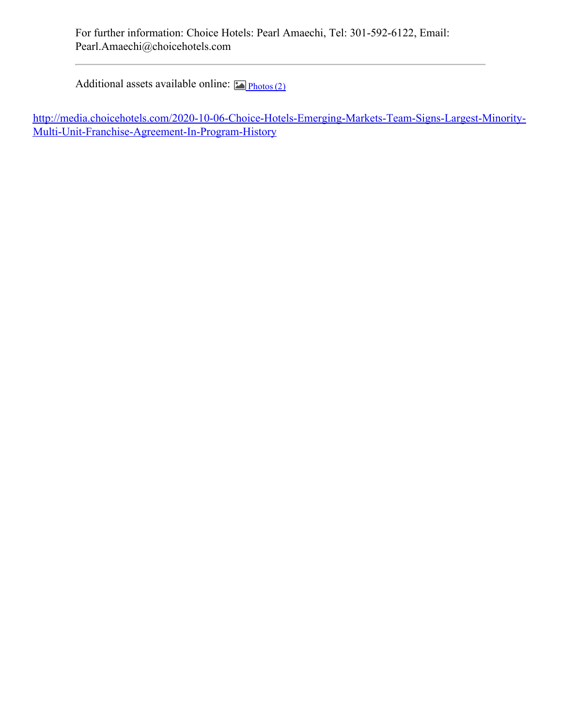For further information: Choice Hotels: Pearl Amaechi, Tel: 301-592-6122, Email: Pearl.Amaechi@choicehotels.com

---

Additional assets available online: Photos (2)

http://media.choicehotels.com/2020-10-06-Choice-Hotels-Emerging-Markets-Team-Signs-Largest-Minority-Multi-Unit-Franchise-Agreement-In-Program-History